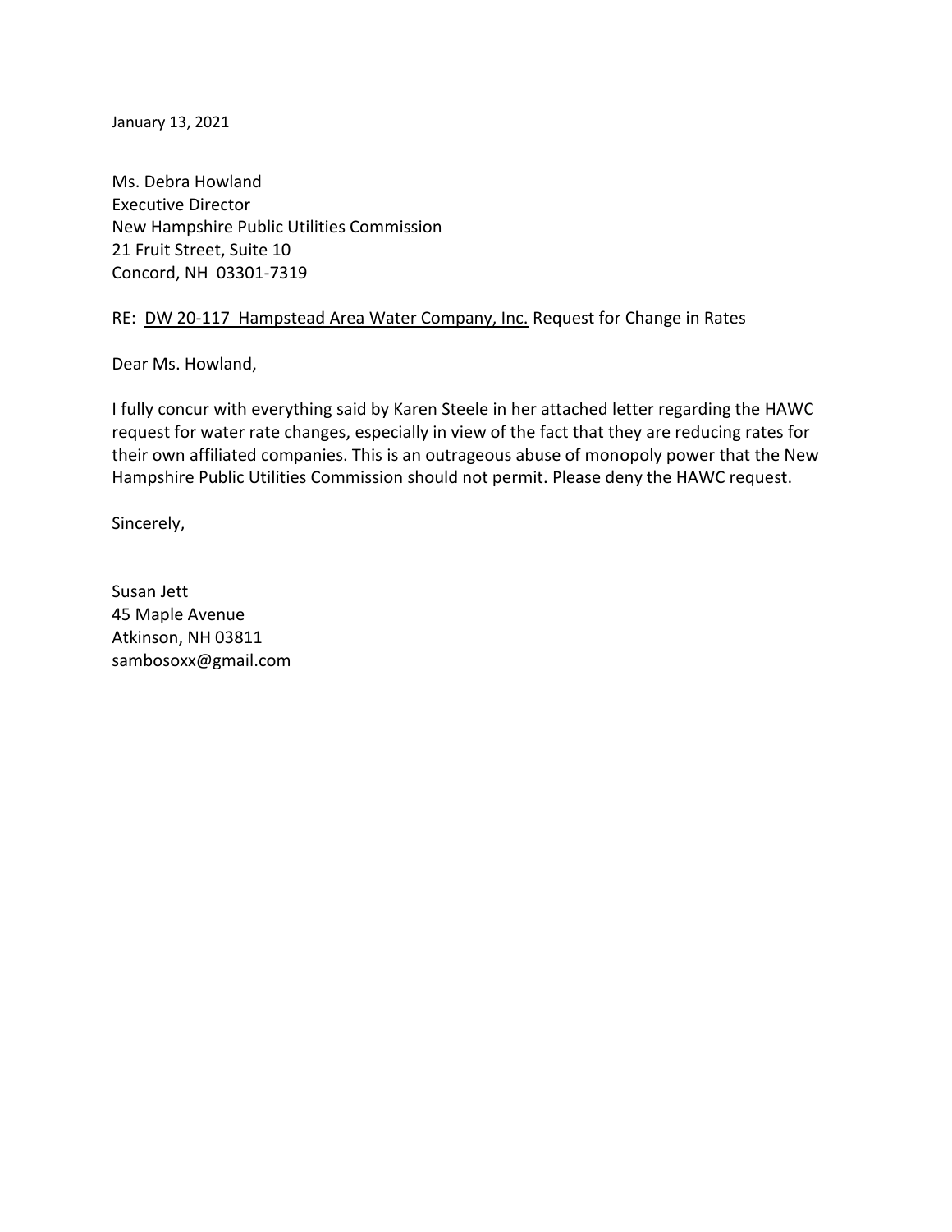January 13, 2021

Ms. Debra Howland
Executive Director
New Hampshire Public Utilities Commission
21 Fruit Street, Suite 10
Concord, NH 03301-7319

RE: <u>DW 20-117 Hampstead Area Water Company, Inc.</u> Request for Change in Rates

Dear Ms. Howland,

I fully concur with everything said by Karen Steele in her attached letter regarding the HAWC request for water rate changes, especially in view of the fact that they are reducing rates for their own affiliated companies. This is an outrageous abuse of monopoly power that the New Hampshire Public Utilities Commission should not permit. Please deny the HAWC request.

Sincerely,

Susan Jett
45 Maple Avenue
Atkinson, NH 03811
sambosoxx@gmail.com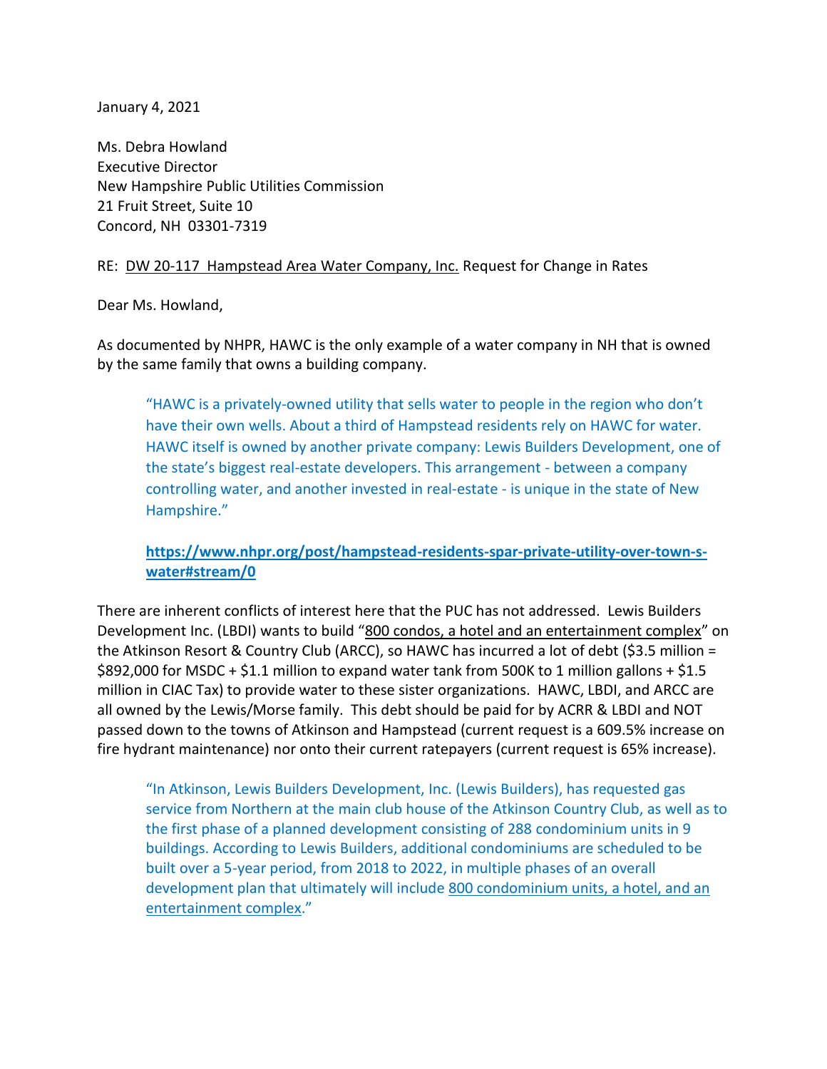January 4, 2021

Ms. Debra Howland
Executive Director
New Hampshire Public Utilities Commission
21 Fruit Street, Suite 10
Concord, NH 03301-7319

RE: DW 20-117 Hampstead Area Water Company, Inc. Request for Change in Rates

Dear Ms. Howland,

As documented by NHPR, HAWC is the only example of a water company in NH that is owned by the same family that owns a building company.

> "HAWC is a privately-owned utility that sells water to people in the region who don't have their own wells. About a third of Hampstead residents rely on HAWC for water. HAWC itself is owned by another private company: Lewis Builders Development, one of the state's biggest real-estate developers. This arrangement - between a company controlling water, and another invested in real-estate - is unique in the state of New Hampshire."
>
> **https://www.nhpr.org/post/hampstead-residents-spar-private-utility-over-town-s-water#stream/0**

There are inherent conflicts of interest here that the PUC has not addressed. Lewis Builders Development Inc. (LBDI) wants to build "800 condos, a hotel and an entertainment complex" on the Atkinson Resort & Country Club (ARCC), so HAWC has incurred a lot of debt ($3.5 million = $892,000 for MSDC + $1.1 million to expand water tank from 500K to 1 million gallons + $1.5 million in CIAC Tax) to provide water to these sister organizations. HAWC, LBDI, and ARCC are all owned by the Lewis/Morse family. This debt should be paid for by ACRR & LBDI and NOT passed down to the towns of Atkinson and Hampstead (current request is a 609.5% increase on fire hydrant maintenance) nor onto their current ratepayers (current request is 65% increase).

> "In Atkinson, Lewis Builders Development, Inc. (Lewis Builders), has requested gas service from Northern at the main club house of the Atkinson Country Club, as well as to the first phase of a planned development consisting of 288 condominium units in 9 buildings. According to Lewis Builders, additional condominiums are scheduled to be built over a 5-year period, from 2018 to 2022, in multiple phases of an overall development plan that ultimately will include 800 condominium units, a hotel, and an entertainment complex."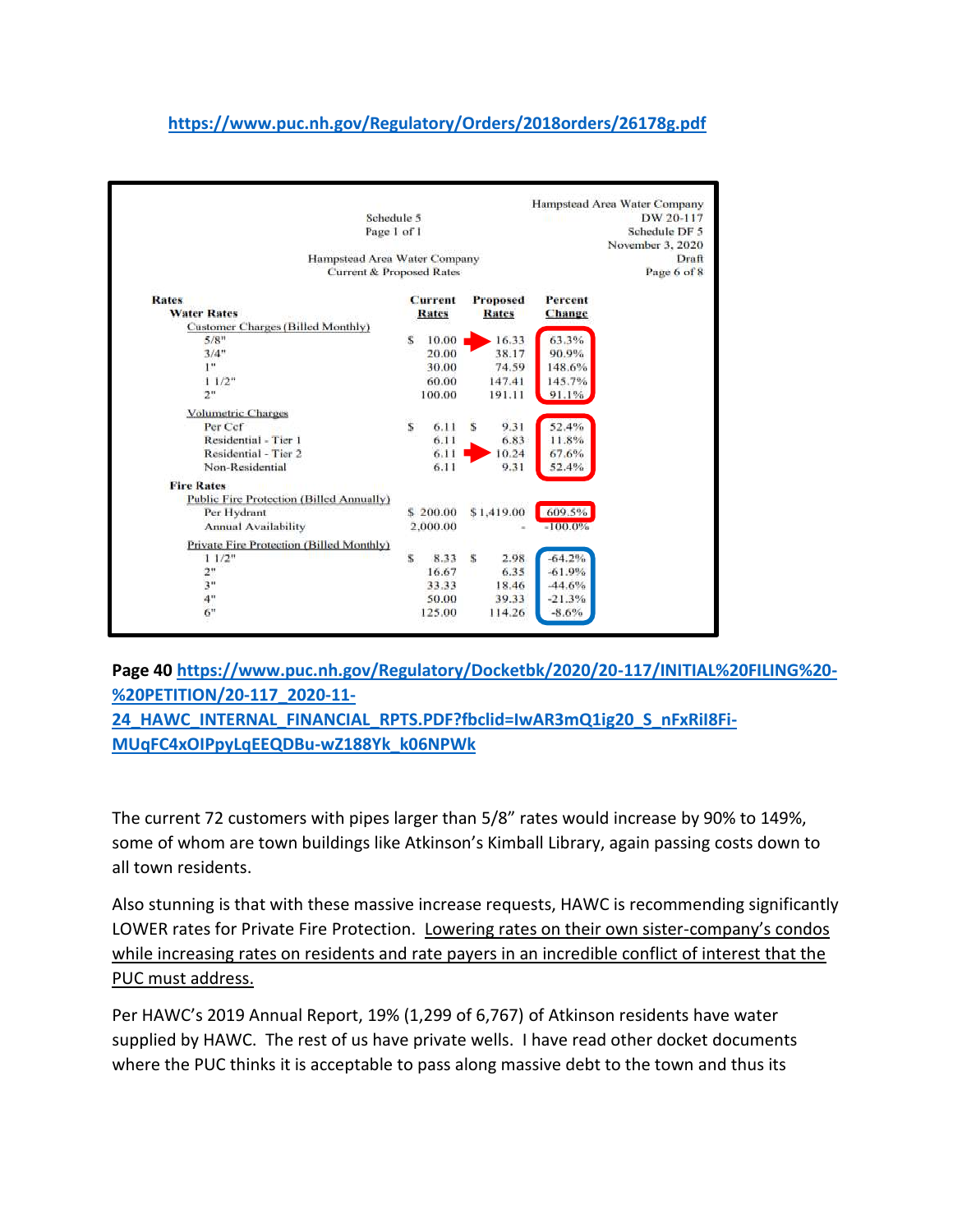[https://www.puc.nh.gov/Regulatory/Orders/2018orders/26178g.pdf](https://www.puc.nh.gov/Regulatory/Orders/2018orders/26178g.pdf)

Hampstead Area Water Company
DW 20-117
Schedule DF 5
November 3, 2020
Draft
Page 6 of 8

Schedule 5
Page 1 of 1

Hampstead Area Water Company
Current & Proposed Rates

| Rates | Current Rates | Proposed Rates | Percent Change |
|---|---|---|---|
| **Water Rates** | | | |
| Customer Charges (Billed Monthly) | | | |
| 5/8" | $ 10.00 | 16.33 | 63.3% |
| 3/4" | 20.00 | 38.17 | 90.9% |
| 1" | 30.00 | 74.59 | 148.6% |
| 1 1/2" | 60.00 | 147.41 | 145.7% |
| 2" | 100.00 | 191.11 | 91.1% |
| Volumetric Charges | | | |
| Per Ccf | $ 6.11 | $ 9.31 | 52.4% |
| Residential - Tier 1 | 6.11 | 6.83 | 11.8% |
| Residential - Tier 2 | 6.11 | 10.24 | 67.6% |
| Non-Residential | 6.11 | 9.31 | 52.4% |
| **Fire Rates** | | | |
| Public Fire Protection (Billed Annually) | | | |
| Per Hydrant | $ 200.00 | $ 1,419.00 | 609.5% |
| Annual Availability | 2,000.00 | - | -100.0% |
| Private Fire Protection (Billed Monthly) | | | |
| 1 1/2" | $ 8.33 | $ 2.98 | -64.2% |
| 2" | 16.67 | 6.35 | -61.9% |
| 3" | 33.33 | 18.46 | -44.6% |
| 4" | 50.00 | 39.33 | -21.3% |
| 6" | 125.00 | 114.26 | -8.6% |

**Page 40** [https://www.puc.nh.gov/Regulatory/Docketbk/2020/20-117/INITIAL%20FILING%20-%20PETITION/20-117_2020-11-24_HAWC_INTERNAL_FINANCIAL_RPTS.PDF?fbclid=IwAR3mQ1ig20_S_nFxRil8Fi-MUqFC4xOIPpyLqEEQDBu-wZ188Yk_k06NPWk](https://www.puc.nh.gov/Regulatory/Docketbk/2020/20-117/INITIAL%20FILING%20-%20PETITION/20-117_2020-11-24_HAWC_INTERNAL_FINANCIAL_RPTS.PDF?fbclid=IwAR3mQ1ig20_S_nFxRil8Fi-MUqFC4xOIPpyLqEEQDBu-wZ188Yk_k06NPWk)

The current 72 customers with pipes larger than 5/8" rates would increase by 90% to 149%, some of whom are town buildings like Atkinson's Kimball Library, again passing costs down to all town residents.

Also stunning is that with these massive increase requests, HAWC is recommending significantly LOWER rates for Private Fire Protection. <u>Lowering rates on their own sister-company's condos while increasing rates on residents and rate payers in an incredible conflict of interest that the PUC must address.</u>

Per HAWC's 2019 Annual Report, 19% (1,299 of 6,767) of Atkinson residents have water supplied by HAWC. The rest of us have private wells. I have read other docket documents where the PUC thinks it is acceptable to pass along massive debt to the town and thus its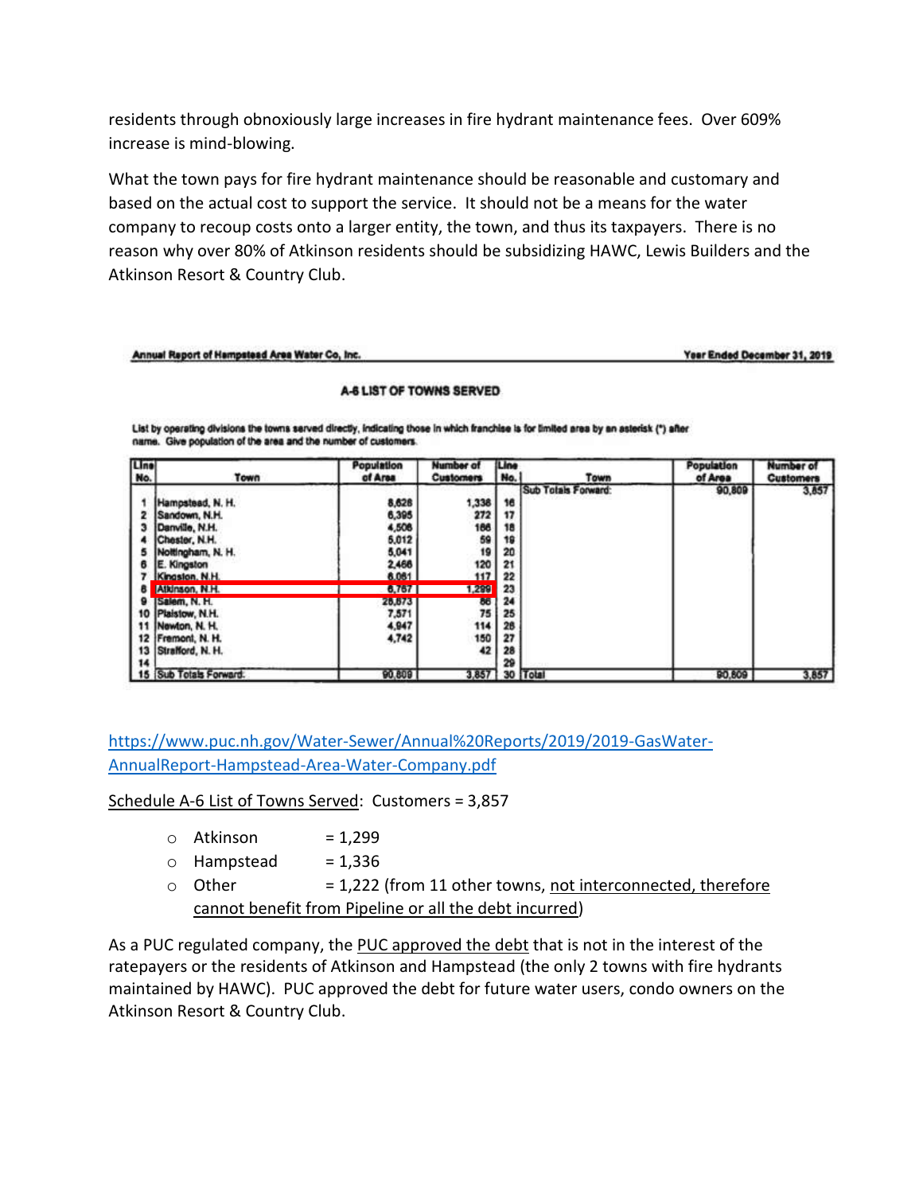residents through obnoxiously large increases in fire hydrant maintenance fees. Over 609% increase is mind-blowing.

What the town pays for fire hydrant maintenance should be reasonable and customary and based on the actual cost to support the service. It should not be a means for the water company to recoup costs onto a larger entity, the town, and thus its taxpayers. There is no reason why over 80% of Atkinson residents should be subsidizing HAWC, Lewis Builders and the Atkinson Resort & Country Club.

Annual Report of Hampstead Area Water Co, Inc. — Year Ended December 31, 2019

**A-6 LIST OF TOWNS SERVED**

List by operating divisions the towns served directly, indicating those in which franchise is for limited area by an asterisk (*) after name. Give population of the area and the number of customers.

| Line No. | Town | Population of Area | Number of Customers | Line No. | Town | Population of Area | Number of Customers |
|---|---|---|---|---|---|---|---|
| | | | | | Sub Totals Forward: | 90,809 | 3,857 |
| 1 | Hampstead, N. H. | 8,628 | 1,336 | 16 | | | |
| 2 | Sandown, N.H. | 6,395 | 272 | 17 | | | |
| 3 | Danville, N.H. | 4,506 | 186 | 18 | | | |
| 4 | Chester, N.H. | 5,012 | 59 | 19 | | | |
| 5 | Nottingham, N. H. | 5,041 | 19 | 20 | | | |
| 6 | E. Kingston | 2,466 | 120 | 21 | | | |
| 7 | Kingston, N.H. | 6,061 | 117 | 22 | | | |
| 8 | Atkinson, N.H. | 6,767 | 1,299 | 23 | | | |
| 9 | Salem, N. H. | 28,873 | 86 | 24 | | | |
| 10 | Plaistow, N.H. | 7,571 | 75 | 25 | | | |
| 11 | Newton, N. H. | 4,947 | 114 | 26 | | | |
| 12 | Fremont, N. H. | 4,742 | 150 | 27 | | | |
| 13 | Stratford, N. H. | | 42 | 28 | | | |
| 14 | | | | 29 | | | |
| 15 | Sub Totals Forward: | 90,809 | 3,857 | 30 | Total | 90,809 | 3,857 |

https://www.puc.nh.gov/Water-Sewer/Annual%20Reports/2019/2019-GasWater-AnnualReport-Hampstead-Area-Water-Company.pdf

<u>Schedule A-6 List of Towns Served</u>: Customers = 3,857

- Atkinson = 1,299
- Hampstead = 1,336
- Other = 1,222 (from 11 other towns, <u>not interconnected, therefore cannot benefit from Pipeline or all the debt incurred</u>)

As a PUC regulated company, the <u>PUC approved the debt</u> that is not in the interest of the ratepayers or the residents of Atkinson and Hampstead (the only 2 towns with fire hydrants maintained by HAWC). PUC approved the debt for future water users, condo owners on the Atkinson Resort & Country Club.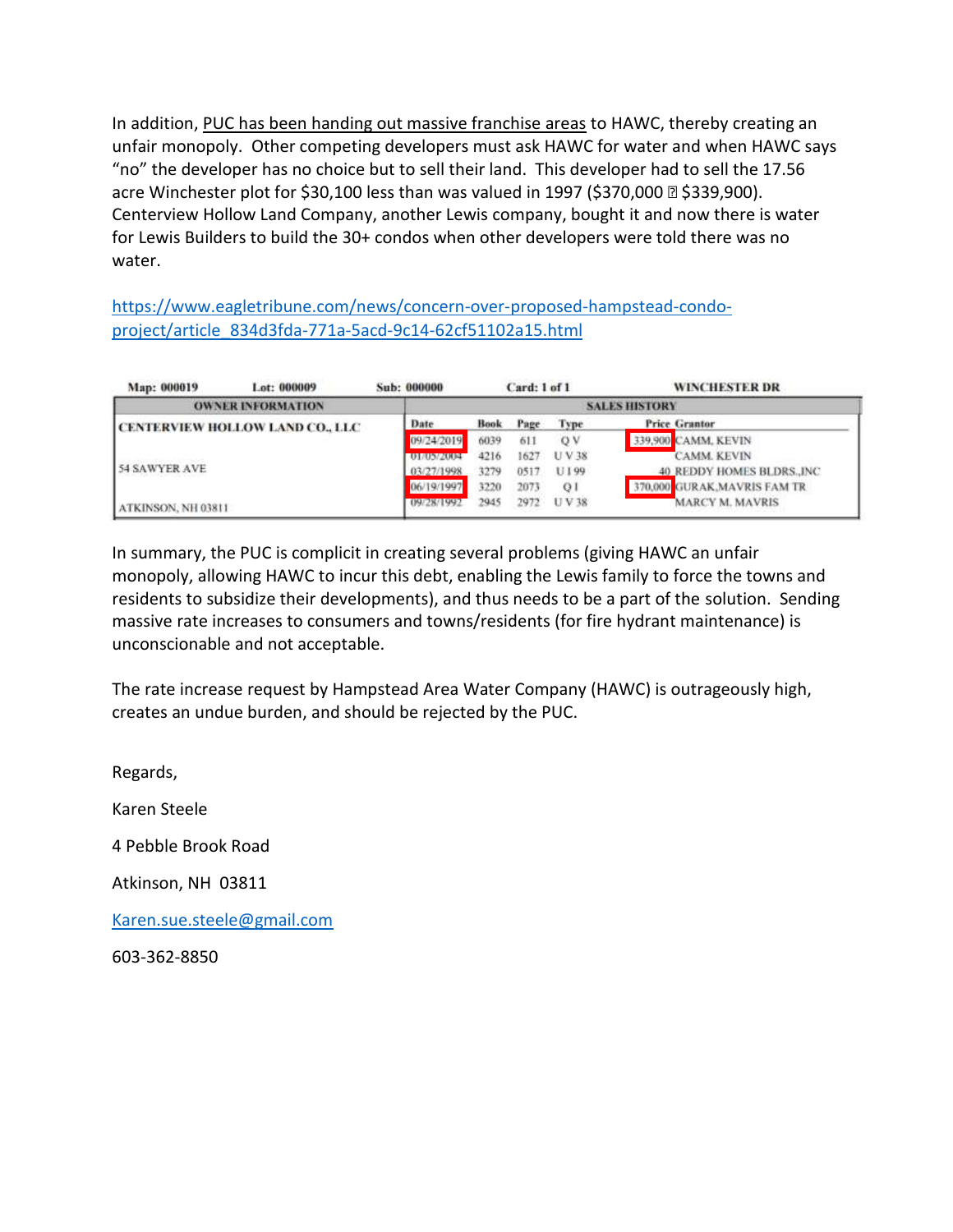In addition, PUC has been handing out massive franchise areas to HAWC, thereby creating an unfair monopoly. Other competing developers must ask HAWC for water and when HAWC says "no" the developer has no choice but to sell their land. This developer had to sell the 17.56 acre Winchester plot for $30,100 less than was valued in 1997 ($370,000 → $339,900). Centerview Hollow Land Company, another Lewis company, bought it and now there is water for Lewis Builders to build the 30+ condos when other developers were told there was no water.

https://www.eagletribune.com/news/concern-over-proposed-hampstead-condo-project/article_834d3fda-771a-5acd-9c14-62cf51102a15.html

| Map: 000019 | Lot: 000009 | Sub: 000000 | Card: 1 of 1 | | WINCHESTER DR |
|---|---|---|---|---|---|
| OWNER INFORMATION | SALES HISTORY | | | | |
| | Date | Book | Page | Type | Price Grantor |
| CENTERVIEW HOLLOW LAND CO., LLC | 09/24/2019 | 6039 | 611 | Q V | 339,900 CAMM, KEVIN |
| | 01/05/2004 | 4216 | 1627 | U V 38 | CAMM, KEVIN |
| 54 SAWYER AVE | 03/27/1998 | 3279 | 0517 | U I 99 | 40 REDDY HOMES BLDRS.,INC |
| | 06/19/1997 | 3220 | 2073 | Q I | 370,000 GURAK,MAVRIS FAM TR |
| ATKINSON, NH 03811 | 09/28/1992 | 2945 | 2972 | U V 38 | MARCY M. MAVRIS |

In summary, the PUC is complicit in creating several problems (giving HAWC an unfair monopoly, allowing HAWC to incur this debt, enabling the Lewis family to force the towns and residents to subsidize their developments), and thus needs to be a part of the solution. Sending massive rate increases to consumers and towns/residents (for fire hydrant maintenance) is unconscionable and not acceptable.

The rate increase request by Hampstead Area Water Company (HAWC) is outrageously high, creates an undue burden, and should be rejected by the PUC.

Regards,

Karen Steele

4 Pebble Brook Road

Atkinson, NH 03811

Karen.sue.steele@gmail.com

603-362-8850